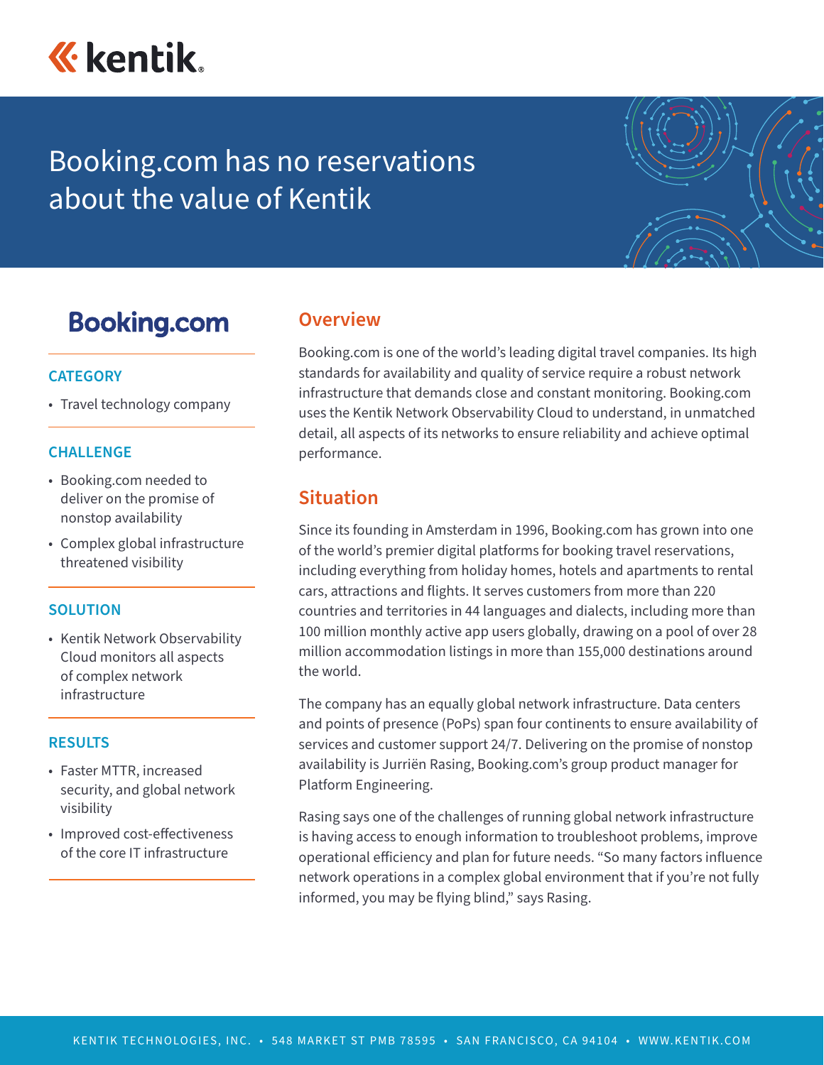# Booking.com has no reservations about the value of Kentik

**Booking.com**

### CATEGORY

- Travel technology company

### CHALLENGE

- Booking.com needed to deliver on the promise of nonstop availability
- Complex global infrastructure threatened visibility

### SOLUTION

- Kentik Network Observability Cloud monitors all aspects of complex network infrastructure

### RESULTS

- Faster MTTR, increased security, and global network visibility
- Improved cost-effectiveness of the core IT infrastructure

## Overview

Booking.com is one of the world's leading digital travel companies. Its high standards for availability and quality of service require a robust network infrastructure that demands close and constant monitoring. Booking.com uses the Kentik Network Observability Cloud to understand, in unmatched detail, all aspects of its networks to ensure reliability and achieve optimal performance.

## Situation

Since its founding in Amsterdam in 1996, Booking.com has grown into one of the world's premier digital platforms for booking travel reservations, including everything from holiday homes, hotels and apartments to rental cars, attractions and flights. It serves customers from more than 220 countries and territories in 44 languages and dialects, including more than 100 million monthly active app users globally, drawing on a pool of over 28 million accommodation listings in more than 155,000 destinations around the world.

The company has an equally global network infrastructure. Data centers and points of presence (PoPs) span four continents to ensure availability of services and customer support 24/7. Delivering on the promise of nonstop availability is Jurriën Rasing, Booking.com's group product manager for Platform Engineering.

Rasing says one of the challenges of running global network infrastructure is having access to enough information to troubleshoot problems, improve operational efficiency and plan for future needs. "So many factors influence network operations in a complex global environment that if you're not fully informed, you may be flying blind," says Rasing.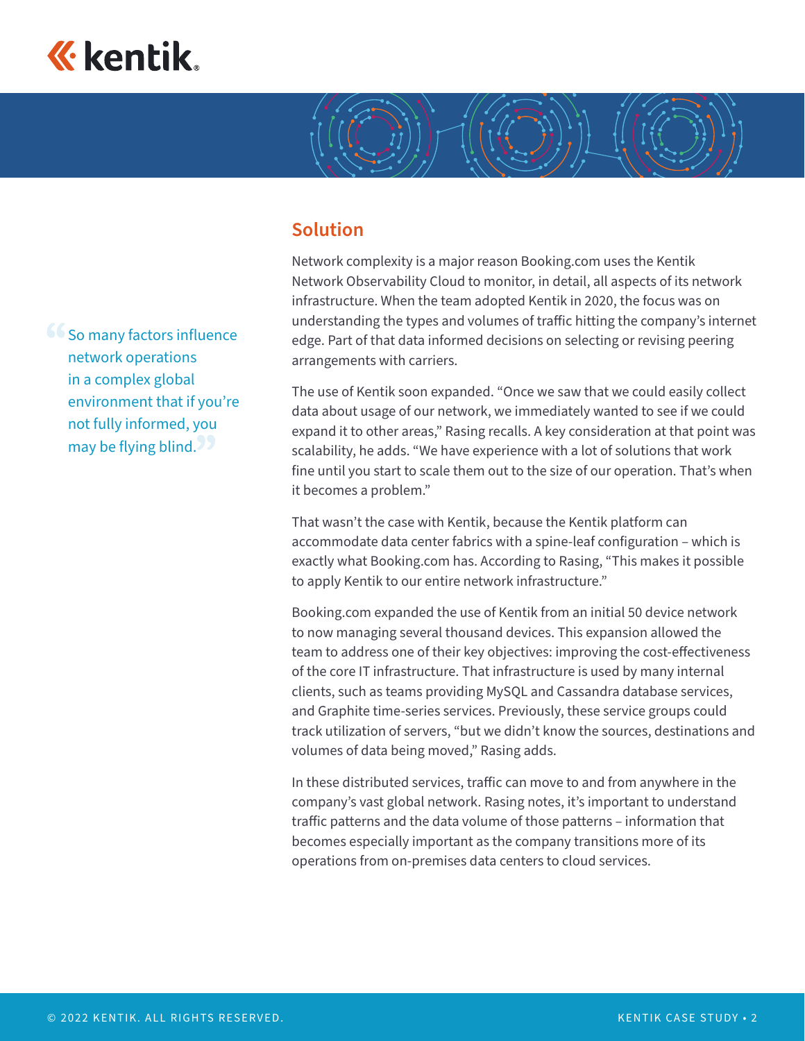> So many factors influence network operations in a complex global environment that if you're not fully informed, you may be flying blind.

## Solution

Network complexity is a major reason Booking.com uses the Kentik Network Observability Cloud to monitor, in detail, all aspects of its network infrastructure. When the team adopted Kentik in 2020, the focus was on understanding the types and volumes of traffic hitting the company's internet edge. Part of that data informed decisions on selecting or revising peering arrangements with carriers.

The use of Kentik soon expanded. "Once we saw that we could easily collect data about usage of our network, we immediately wanted to see if we could expand it to other areas," Rasing recalls. A key consideration at that point was scalability, he adds. "We have experience with a lot of solutions that work fine until you start to scale them out to the size of our operation. That's when it becomes a problem."

That wasn't the case with Kentik, because the Kentik platform can accommodate data center fabrics with a spine-leaf configuration – which is exactly what Booking.com has. According to Rasing, "This makes it possible to apply Kentik to our entire network infrastructure."

Booking.com expanded the use of Kentik from an initial 50 device network to now managing several thousand devices. This expansion allowed the team to address one of their key objectives: improving the cost-effectiveness of the core IT infrastructure. That infrastructure is used by many internal clients, such as teams providing MySQL and Cassandra database services, and Graphite time-series services. Previously, these service groups could track utilization of servers, "but we didn't know the sources, destinations and volumes of data being moved," Rasing adds.

In these distributed services, traffic can move to and from anywhere in the company's vast global network. Rasing notes, it's important to understand traffic patterns and the data volume of those patterns – information that becomes especially important as the company transitions more of its operations from on-premises data centers to cloud services.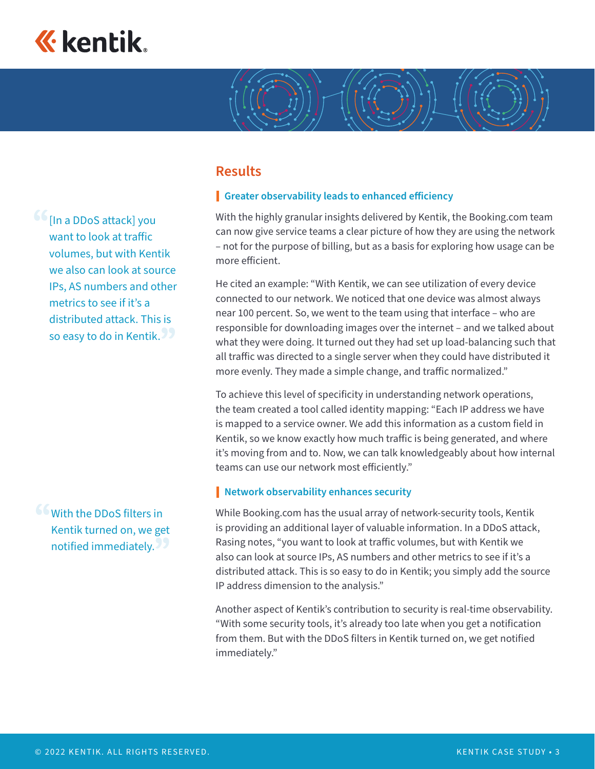## Results

### Greater observability leads to enhanced efficiency

With the highly granular insights delivered by Kentik, the Booking.com team can now give service teams a clear picture of how they are using the network – not for the purpose of billing, but as a basis for exploring how usage can be more efficient.

He cited an example: "With Kentik, we can see utilization of every device connected to our network. We noticed that one device was almost always near 100 percent. So, we went to the team using that interface – who are responsible for downloading images over the internet – and we talked about what they were doing. It turned out they had set up load-balancing such that all traffic was directed to a single server when they could have distributed it more evenly. They made a simple change, and traffic normalized."

To achieve this level of specificity in understanding network operations, the team created a tool called identity mapping: "Each IP address we have is mapped to a service owner. We add this information as a custom field in Kentik, so we know exactly how much traffic is being generated, and where it's moving from and to. Now, we can talk knowledgeably about how internal teams can use our network most efficiently."

> "[In a DDoS attack] you want to look at traffic volumes, but with Kentik we also can look at source IPs, AS numbers and other metrics to see if it's a distributed attack. This is so easy to do in Kentik."

### Network observability enhances security

While Booking.com has the usual array of network-security tools, Kentik is providing an additional layer of valuable information. In a DDoS attack, Rasing notes, "you want to look at traffic volumes, but with Kentik we also can look at source IPs, AS numbers and other metrics to see if it's a distributed attack. This is so easy to do in Kentik; you simply add the source IP address dimension to the analysis."

Another aspect of Kentik's contribution to security is real-time observability. "With some security tools, it's already too late when you get a notification from them. But with the DDoS filters in Kentik turned on, we get notified immediately."

> "With the DDoS filters in Kentik turned on, we get notified immediately."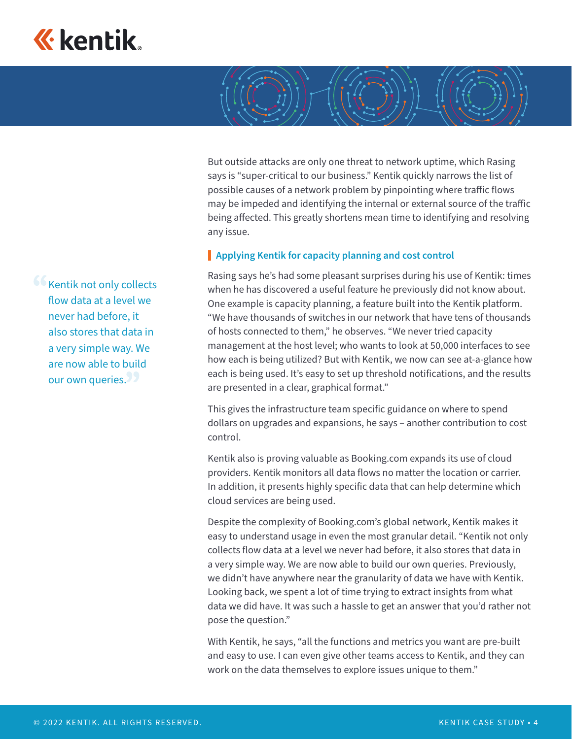But outside attacks are only one threat to network uptime, which Rasing says is "super-critical to our business." Kentik quickly narrows the list of possible causes of a network problem by pinpointing where traffic flows may be impeded and identifying the internal or external source of the traffic being affected. This greatly shortens mean time to identifying and resolving any issue.

> "Kentik not only collects flow data at a level we never had before, it also stores that data in a very simple way. We are now able to build our own queries."

### Applying Kentik for capacity planning and cost control

Rasing says he's had some pleasant surprises during his use of Kentik: times when he has discovered a useful feature he previously did not know about. One example is capacity planning, a feature built into the Kentik platform. "We have thousands of switches in our network that have tens of thousands of hosts connected to them," he observes. "We never tried capacity management at the host level; who wants to look at 50,000 interfaces to see how each is being utilized? But with Kentik, we now can see at-a-glance how each is being used. It's easy to set up threshold notifications, and the results are presented in a clear, graphical format."

This gives the infrastructure team specific guidance on where to spend dollars on upgrades and expansions, he says – another contribution to cost control.

Kentik also is proving valuable as Booking.com expands its use of cloud providers. Kentik monitors all data flows no matter the location or carrier. In addition, it presents highly specific data that can help determine which cloud services are being used.

Despite the complexity of Booking.com's global network, Kentik makes it easy to understand usage in even the most granular detail. "Kentik not only collects flow data at a level we never had before, it also stores that data in a very simple way. We are now able to build our own queries. Previously, we didn't have anywhere near the granularity of data we have with Kentik. Looking back, we spent a lot of time trying to extract insights from what data we did have. It was such a hassle to get an answer that you'd rather not pose the question."

With Kentik, he says, "all the functions and metrics you want are pre-built and easy to use. I can even give other teams access to Kentik, and they can work on the data themselves to explore issues unique to them."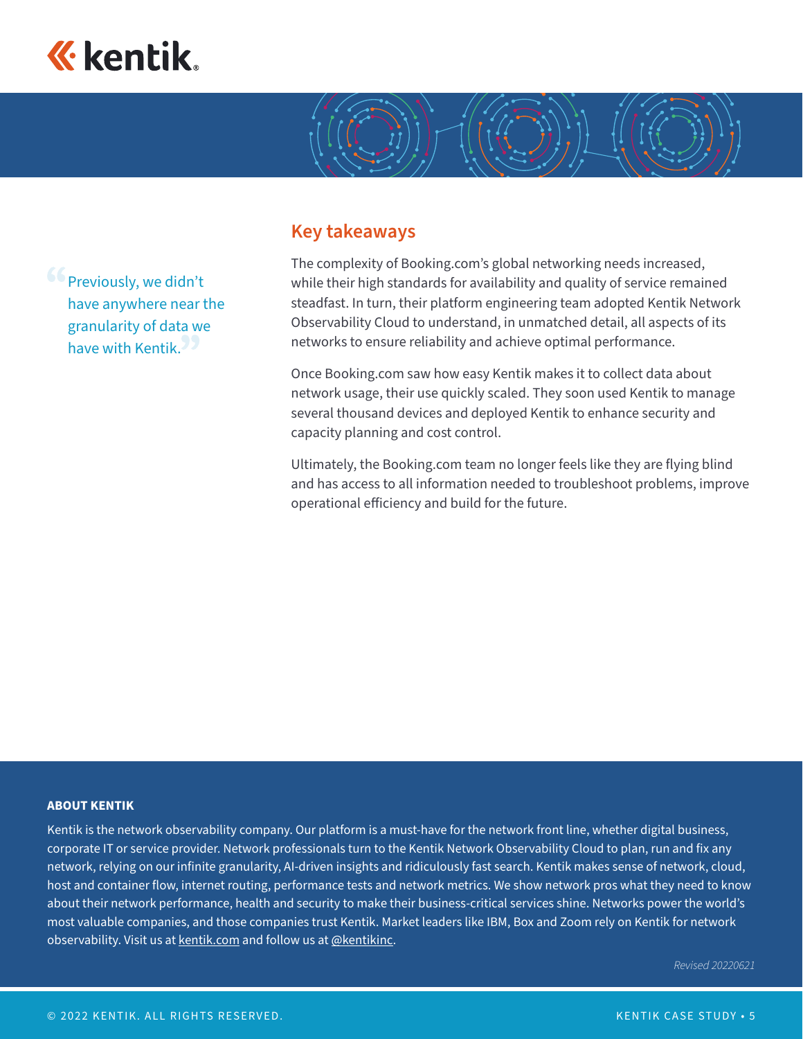> "Previously, we didn't have anywhere near the granularity of data we have with Kentik."

## Key takeaways

The complexity of Booking.com's global networking needs increased, while their high standards for availability and quality of service remained steadfast. In turn, their platform engineering team adopted Kentik Network Observability Cloud to understand, in unmatched detail, all aspects of its networks to ensure reliability and achieve optimal performance.

Once Booking.com saw how easy Kentik makes it to collect data about network usage, their use quickly scaled. They soon used Kentik to manage several thousand devices and deployed Kentik to enhance security and capacity planning and cost control.

Ultimately, the Booking.com team no longer feels like they are flying blind and has access to all information needed to troubleshoot problems, improve operational efficiency and build for the future.

**ABOUT KENTIK**

Kentik is the network observability company. Our platform is a must-have for the network front line, whether digital business, corporate IT or service provider. Network professionals turn to the Kentik Network Observability Cloud to plan, run and fix any network, relying on our infinite granularity, AI-driven insights and ridiculously fast search. Kentik makes sense of network, cloud, host and container flow, internet routing, performance tests and network metrics. We show network pros what they need to know about their network performance, health and security to make their business-critical services shine. Networks power the world's most valuable companies, and those companies trust Kentik. Market leaders like IBM, Box and Zoom rely on Kentik for network observability. Visit us at kentik.com and follow us at @kentikinc.

*Revised 20220621*

© 2022 KENTIK. ALL RIGHTS RESERVED.